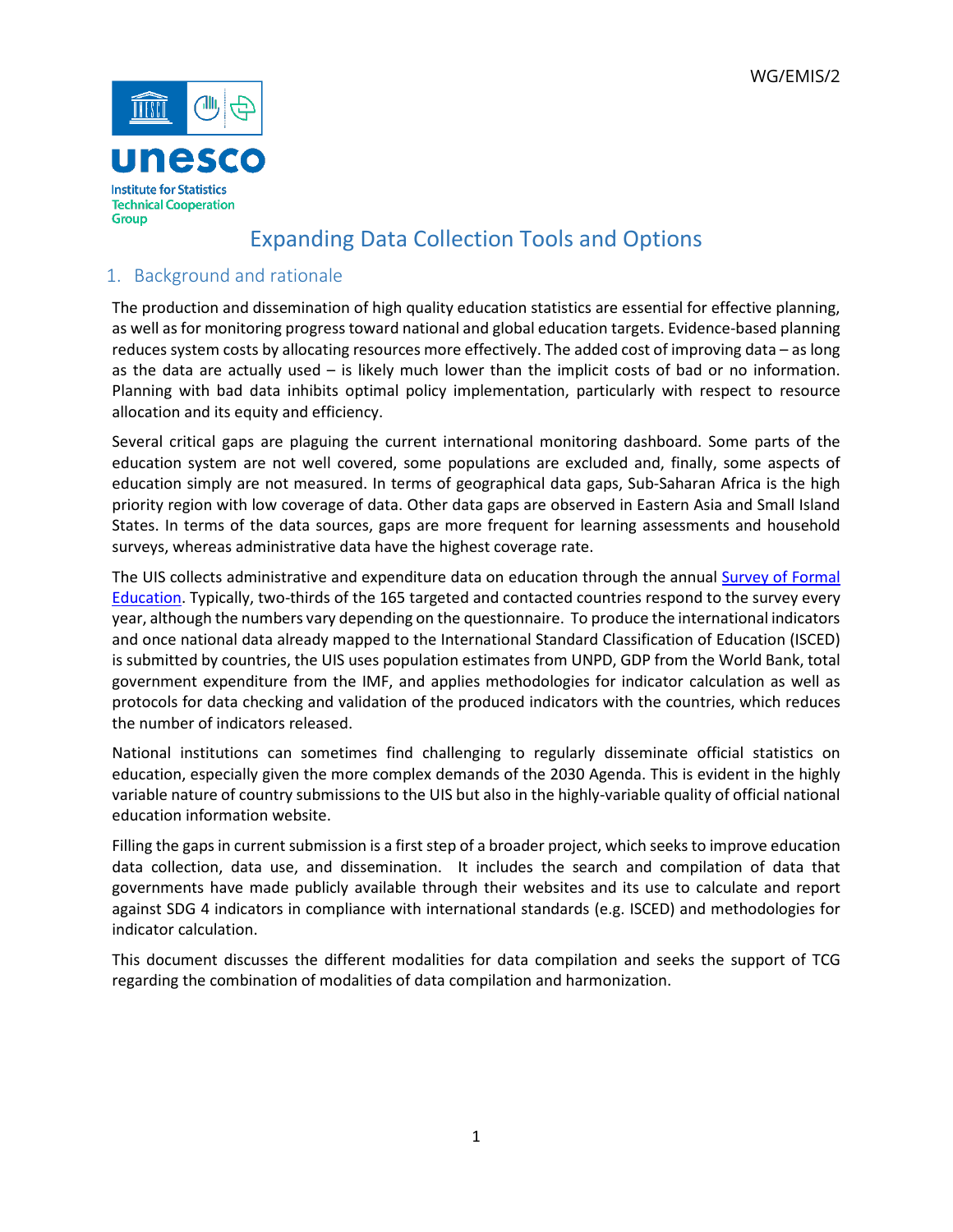WG/EMIS/2

unesco
Institute for Statistics
Technical Cooperation Group

# Expanding Data Collection Tools and Options

## 1. Background and rationale

The production and dissemination of high quality education statistics are essential for effective planning, as well as for monitoring progress toward national and global education targets. Evidence-based planning reduces system costs by allocating resources more effectively. The added cost of improving data – as long as the data are actually used – is likely much lower than the implicit costs of bad or no information. Planning with bad data inhibits optimal policy implementation, particularly with respect to resource allocation and its equity and efficiency.

Several critical gaps are plaguing the current international monitoring dashboard. Some parts of the education system are not well covered, some populations are excluded and, finally, some aspects of education simply are not measured. In terms of geographical data gaps, Sub-Saharan Africa is the high priority region with low coverage of data. Other data gaps are observed in Eastern Asia and Small Island States. In terms of the data sources, gaps are more frequent for learning assessments and household surveys, whereas administrative data have the highest coverage rate.

The UIS collects administrative and expenditure data on education through the annual Survey of Formal Education. Typically, two-thirds of the 165 targeted and contacted countries respond to the survey every year, although the numbers vary depending on the questionnaire. To produce the international indicators and once national data already mapped to the International Standard Classification of Education (ISCED) is submitted by countries, the UIS uses population estimates from UNPD, GDP from the World Bank, total government expenditure from the IMF, and applies methodologies for indicator calculation as well as protocols for data checking and validation of the produced indicators with the countries, which reduces the number of indicators released.

National institutions can sometimes find challenging to regularly disseminate official statistics on education, especially given the more complex demands of the 2030 Agenda. This is evident in the highly variable nature of country submissions to the UIS but also in the highly-variable quality of official national education information website.

Filling the gaps in current submission is a first step of a broader project, which seeks to improve education data collection, data use, and dissemination. It includes the search and compilation of data that governments have made publicly available through their websites and its use to calculate and report against SDG 4 indicators in compliance with international standards (e.g. ISCED) and methodologies for indicator calculation.

This document discusses the different modalities for data compilation and seeks the support of TCG regarding the combination of modalities of data compilation and harmonization.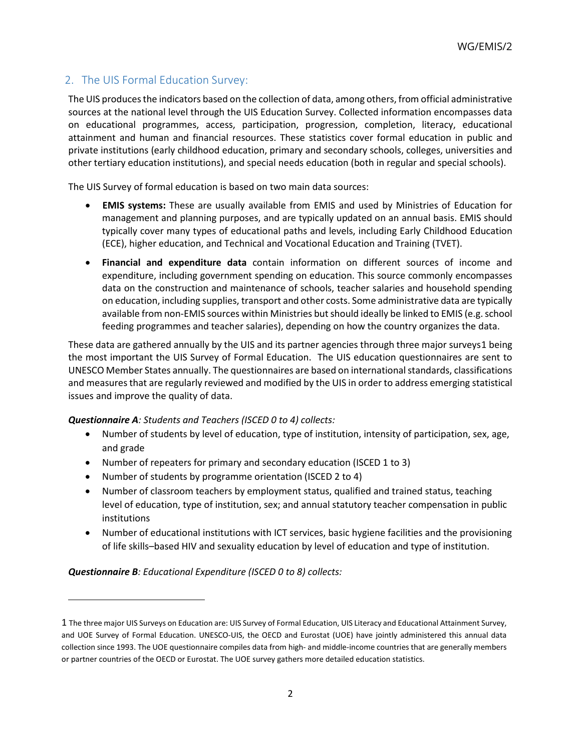## 2. The UIS Formal Education Survey:

The UIS produces the indicators based on the collection of data, among others, from official administrative sources at the national level through the UIS Education Survey. Collected information encompasses data on educational programmes, access, participation, progression, completion, literacy, educational attainment and human and financial resources. These statistics cover formal education in public and private institutions (early childhood education, primary and secondary schools, colleges, universities and other tertiary education institutions), and special needs education (both in regular and special schools).

The UIS Survey of formal education is based on two main data sources:

- **EMIS systems:** These are usually available from EMIS and used by Ministries of Education for management and planning purposes, and are typically updated on an annual basis. EMIS should typically cover many types of educational paths and levels, including Early Childhood Education (ECE), higher education, and Technical and Vocational Education and Training (TVET).
- **Financial and expenditure data** contain information on different sources of income and expenditure, including government spending on education. This source commonly encompasses data on the construction and maintenance of schools, teacher salaries and household spending on education, including supplies, transport and other costs. Some administrative data are typically available from non-EMIS sources within Ministries but should ideally be linked to EMIS (e.g. school feeding programmes and teacher salaries), depending on how the country organizes the data.

These data are gathered annually by the UIS and its partner agencies through three major surveys[1] being the most important the UIS Survey of Formal Education. The UIS education questionnaires are sent to UNESCO Member States annually. The questionnaires are based on international standards, classifications and measures that are regularly reviewed and modified by the UIS in order to address emerging statistical issues and improve the quality of data.

***Questionnaire A****: Students and Teachers (ISCED 0 to 4) collects:*

- Number of students by level of education, type of institution, intensity of participation, sex, age, and grade
- Number of repeaters for primary and secondary education (ISCED 1 to 3)
- Number of students by programme orientation (ISCED 2 to 4)
- Number of classroom teachers by employment status, qualified and trained status, teaching level of education, type of institution, sex; and annual statutory teacher compensation in public institutions
- Number of educational institutions with ICT services, basic hygiene facilities and the provisioning of life skills–based HIV and sexuality education by level of education and type of institution.

***Questionnaire B****: Educational Expenditure (ISCED 0 to 8) collects:*

---

[1] The three major UIS Surveys on Education are: UIS Survey of Formal Education, UIS Literacy and Educational Attainment Survey, and UOE Survey of Formal Education. UNESCO-UIS, the OECD and Eurostat (UOE) have jointly administered this annual data collection since 1993. The UOE questionnaire compiles data from high- and middle-income countries that are generally members or partner countries of the OECD or Eurostat. The UOE survey gathers more detailed education statistics.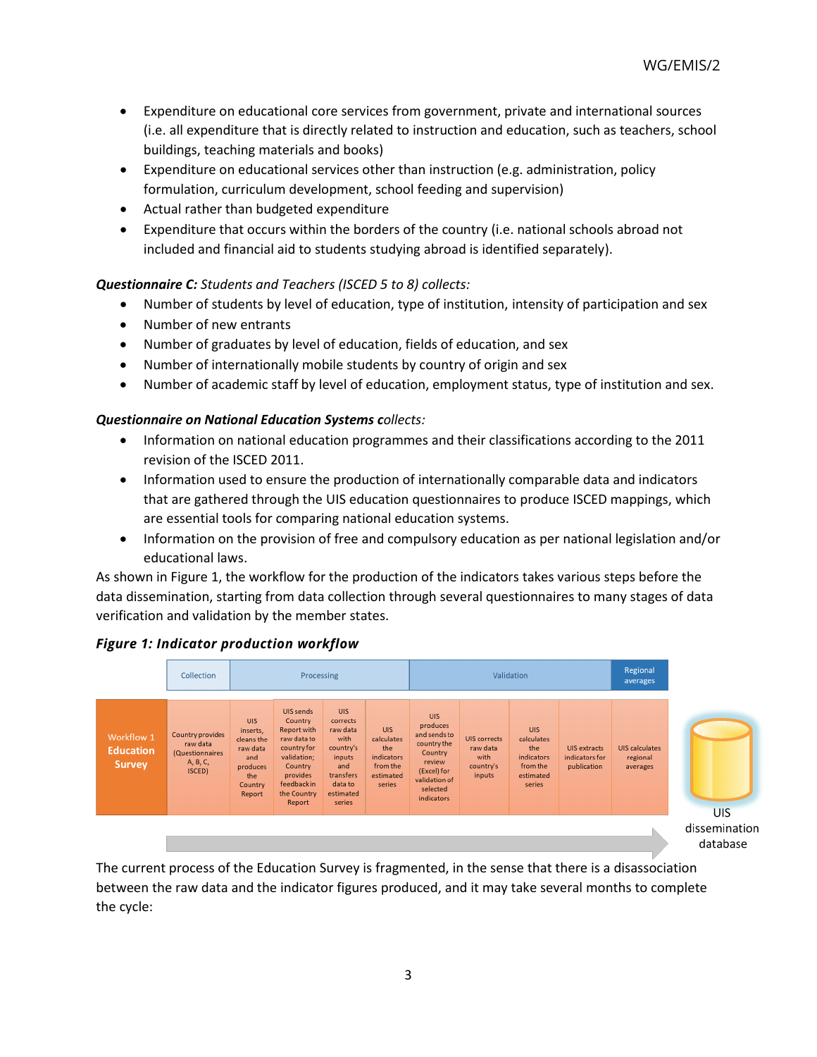- Expenditure on educational core services from government, private and international sources (i.e. all expenditure that is directly related to instruction and education, such as teachers, school buildings, teaching materials and books)
- Expenditure on educational services other than instruction (e.g. administration, policy formulation, curriculum development, school feeding and supervision)
- Actual rather than budgeted expenditure
- Expenditure that occurs within the borders of the country (i.e. national schools abroad not included and financial aid to students studying abroad is identified separately).

***Questionnaire C:*** *Students and Teachers (ISCED 5 to 8) collects:*

- Number of students by level of education, type of institution, intensity of participation and sex
- Number of new entrants
- Number of graduates by level of education, fields of education, and sex
- Number of internationally mobile students by country of origin and sex
- Number of academic staff by level of education, employment status, type of institution and sex.

***Questionnaire on National Education Systems*** *collects:*

- Information on national education programmes and their classifications according to the 2011 revision of the ISCED 2011.
- Information used to ensure the production of internationally comparable data and indicators that are gathered through the UIS education questionnaires to produce ISCED mappings, which are essential tools for comparing national education systems.
- Information on the provision of free and compulsory education as per national legislation and/or educational laws.

As shown in Figure 1, the workflow for the production of the indicators takes various steps before the data dissemination, starting from data collection through several questionnaires to many stages of data verification and validation by the member states.

***Figure 1: Indicator production workflow***

| | Collection | Processing | | | | Validation | | | | Regional averages |
|---|---|---|---|---|---|---|---|---|---|---|
| Workflow 1 **Education Survey** | Country provides raw data (Questionnaires A, B, C, ISCED) | UIS inserts, cleans the raw data and produces the Country Report | UIS sends Country Report with raw data to country for validation; Country provides feedback in the Country Report | UIS corrects raw data with country's inputs and transfers data to estimated series | UIS calculates the indicators from the estimated series | UIS produces and sends to country the Country review (Excel) for validation of selected indicators | UIS corrects raw data with country's inputs | UIS calculates the indicators from the estimated series | UIS extracts indicators for publication | UIS calculates regional averages |

→ UIS dissemination database

The current process of the Education Survey is fragmented, in the sense that there is a disassociation between the raw data and the indicator figures produced, and it may take several months to complete the cycle: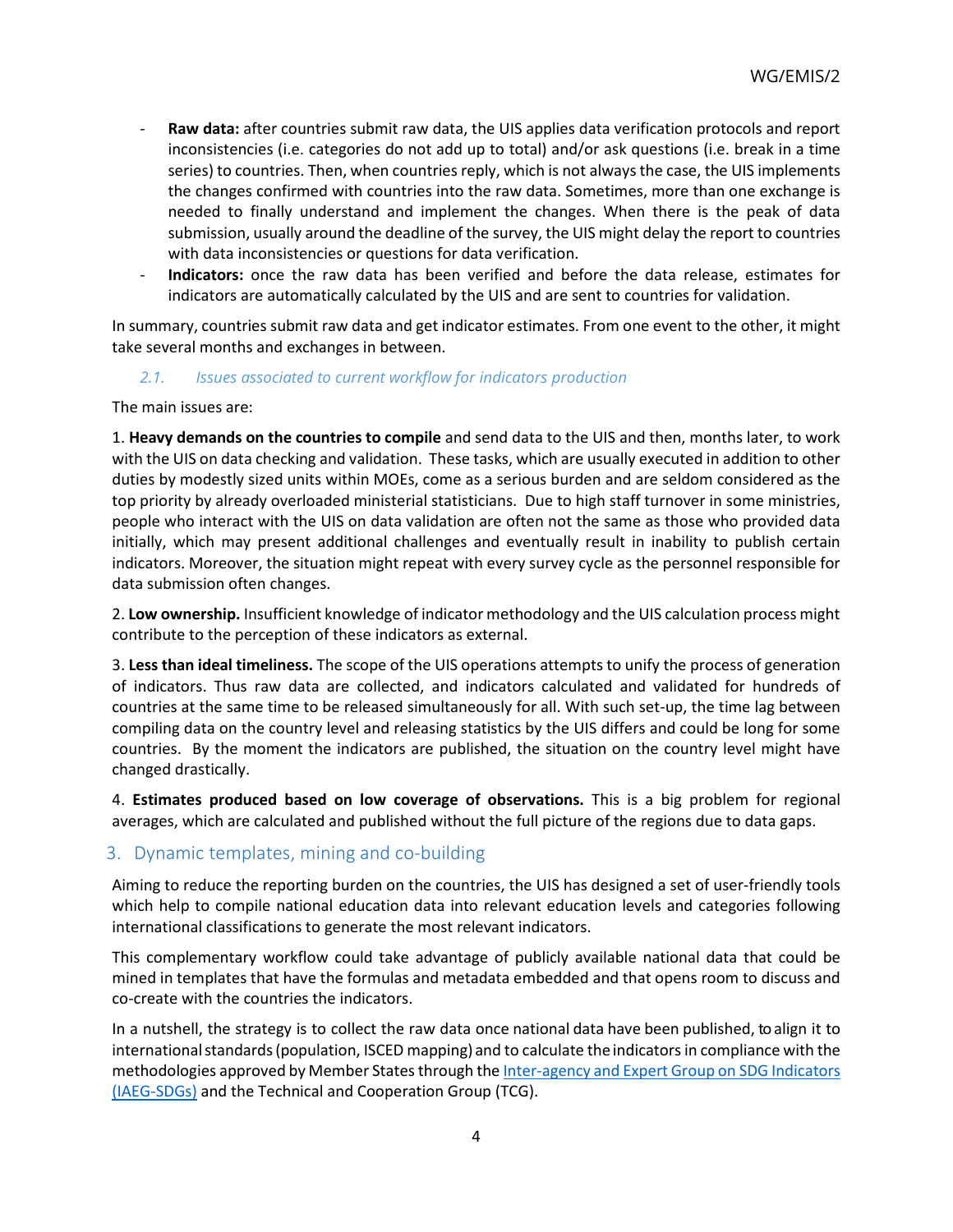- **Raw data:** after countries submit raw data, the UIS applies data verification protocols and report inconsistencies (i.e. categories do not add up to total) and/or ask questions (i.e. break in a time series) to countries. Then, when countries reply, which is not always the case, the UIS implements the changes confirmed with countries into the raw data. Sometimes, more than one exchange is needed to finally understand and implement the changes. When there is the peak of data submission, usually around the deadline of the survey, the UIS might delay the report to countries with data inconsistencies or questions for data verification.
- **Indicators:** once the raw data has been verified and before the data release, estimates for indicators are automatically calculated by the UIS and are sent to countries for validation.

In summary, countries submit raw data and get indicator estimates. From one event to the other, it might take several months and exchanges in between.

### *2.1. Issues associated to current workflow for indicators production*

The main issues are:

1. **Heavy demands on the countries to compile** and send data to the UIS and then, months later, to work with the UIS on data checking and validation. These tasks, which are usually executed in addition to other duties by modestly sized units within MOEs, come as a serious burden and are seldom considered as the top priority by already overloaded ministerial statisticians. Due to high staff turnover in some ministries, people who interact with the UIS on data validation are often not the same as those who provided data initially, which may present additional challenges and eventually result in inability to publish certain indicators. Moreover, the situation might repeat with every survey cycle as the personnel responsible for data submission often changes.

2. **Low ownership.** Insufficient knowledge of indicator methodology and the UIS calculation process might contribute to the perception of these indicators as external.

3. **Less than ideal timeliness.** The scope of the UIS operations attempts to unify the process of generation of indicators. Thus raw data are collected, and indicators calculated and validated for hundreds of countries at the same time to be released simultaneously for all. With such set-up, the time lag between compiling data on the country level and releasing statistics by the UIS differs and could be long for some countries. By the moment the indicators are published, the situation on the country level might have changed drastically.

4. **Estimates produced based on low coverage of observations.** This is a big problem for regional averages, which are calculated and published without the full picture of the regions due to data gaps.

## 3. Dynamic templates, mining and co-building

Aiming to reduce the reporting burden on the countries, the UIS has designed a set of user-friendly tools which help to compile national education data into relevant education levels and categories following international classifications to generate the most relevant indicators.

This complementary workflow could take advantage of publicly available national data that could be mined in templates that have the formulas and metadata embedded and that opens room to discuss and co-create with the countries the indicators.

In a nutshell, the strategy is to collect the raw data once national data have been published, to align it to international standards (population, ISCED mapping) and to calculate the indicators in compliance with the methodologies approved by Member States through the Inter-agency and Expert Group on SDG Indicators (IAEG-SDGs) and the Technical and Cooperation Group (TCG).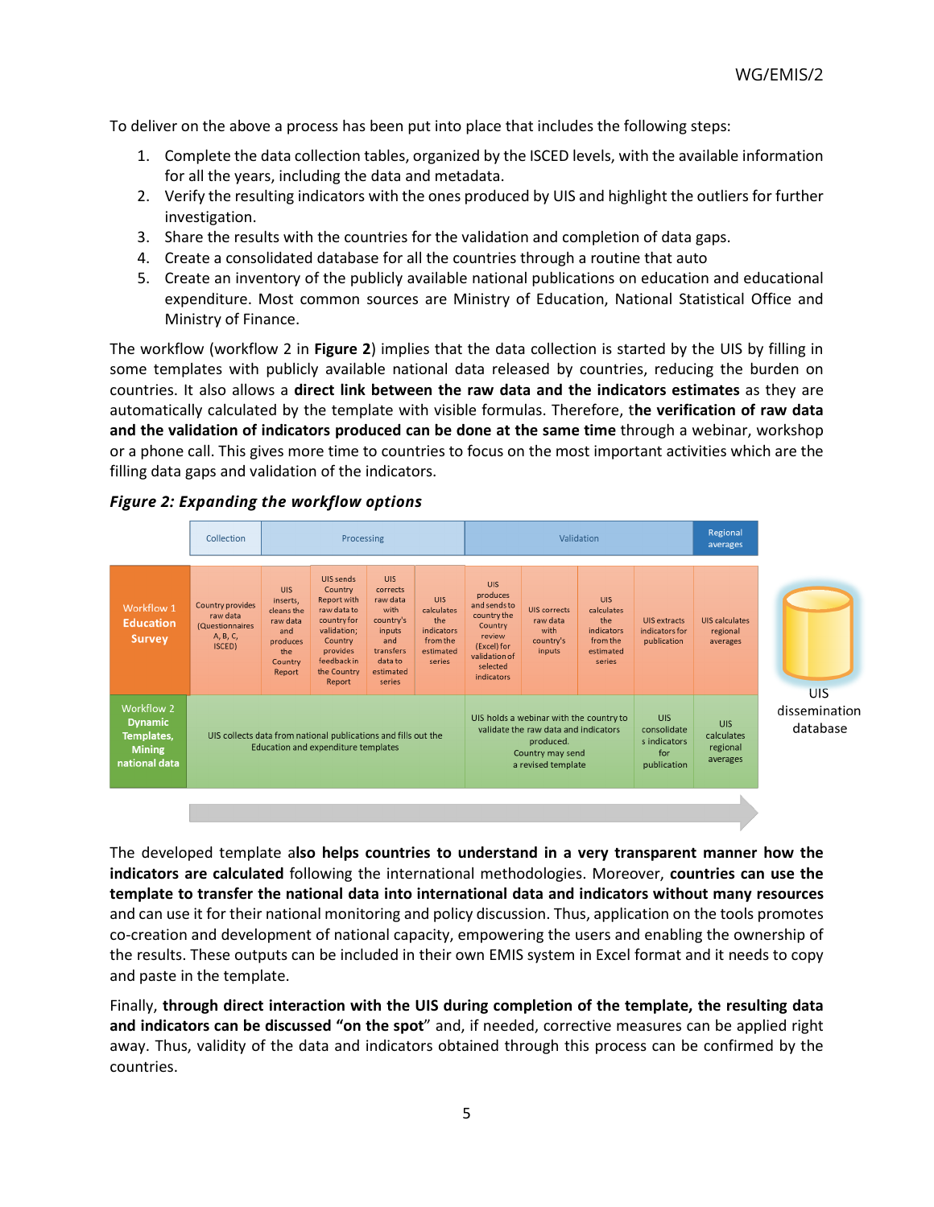To deliver on the above a process has been put into place that includes the following steps:

1. Complete the data collection tables, organized by the ISCED levels, with the available information for all the years, including the data and metadata.
2. Verify the resulting indicators with the ones produced by UIS and highlight the outliers for further investigation.
3. Share the results with the countries for the validation and completion of data gaps.
4. Create a consolidated database for all the countries through a routine that auto
5. Create an inventory of the publicly available national publications on education and educational expenditure. Most common sources are Ministry of Education, National Statistical Office and Ministry of Finance.

The workflow (workflow 2 in **Figure 2**) implies that the data collection is started by the UIS by filling in some templates with publicly available national data released by countries, reducing the burden on countries. It also allows a **direct link between the raw data and the indicators estimates** as they are automatically calculated by the template with visible formulas. Therefore, t**he verification of raw data and the validation of indicators produced can be done at the same time** through a webinar, workshop or a phone call. This gives more time to countries to focus on the most important activities which are the filling data gaps and validation of the indicators.

***Figure 2: Expanding the workflow options***

| | Collection | Processing | | | | Validation | | | | Regional averages | |
|---|---|---|---|---|---|---|---|---|---|---|---|
| Workflow 1 **Education Survey** | Country provides raw data (Questionnaires A, B, C, ISCED) | UIS inserts, cleans the raw data and produces the Country Report | UIS sends Country Report with raw data to country for validation; Country provides feedback in the Country Report | UIS corrects raw data with country's inputs and transfers data to estimated series | UIS calculates the indicators from the estimated series | UIS produces and sends to country the Country review (Excel) for validation of selected indicators | UIS corrects raw data with country's inputs | UIS calculates the indicators from the estimated series | UIS extracts indicators for publication | UIS calculates regional averages | UIS dissemination database |
| Workflow 2 **Dynamic Templates, Mining national data** | UIS collects data from national publications and fills out the Education and expenditure templates | | | | | UIS holds a webinar with the country to validate the raw data and indicators produced. Country may send a revised template | | | UIS consolidates indicators for publication | UIS calculates regional averages | |

The developed template a**lso helps countries to understand in a very transparent manner how the indicators are calculated** following the international methodologies. Moreover, **countries can use the template to transfer the national data into international data and indicators without many resources** and can use it for their national monitoring and policy discussion. Thus, application on the tools promotes co-creation and development of national capacity, empowering the users and enabling the ownership of the results. These outputs can be included in their own EMIS system in Excel format and it needs to copy and paste in the template.

Finally, **through direct interaction with the UIS during completion of the template, the resulting data and indicators can be discussed "on the spot**" and, if needed, corrective measures can be applied right away. Thus, validity of the data and indicators obtained through this process can be confirmed by the countries.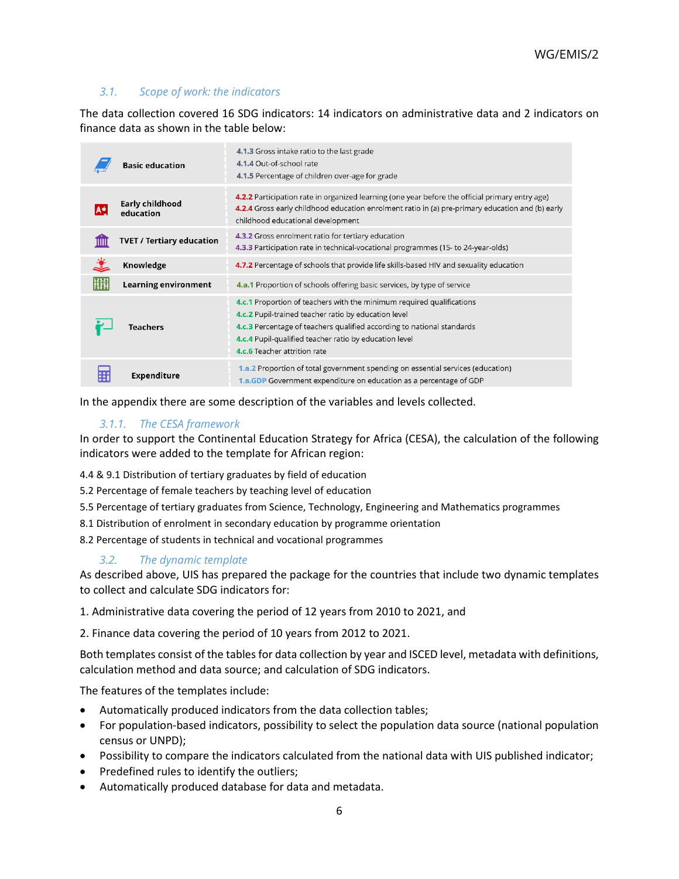### 3.1. Scope of work: the indicators

The data collection covered 16 SDG indicators: 14 indicators on administrative data and 2 indicators on finance data as shown in the table below:

| Area | Indicators |
|---|---|
| Basic education | 4.1.3 Gross intake ratio to the last grade<br>4.1.4 Out-of-school rate<br>4.1.5 Percentage of children over-age for grade |
| Early childhood education | 4.2.2 Participation rate in organized learning (one year before the official primary entry age)<br>4.2.4 Gross early childhood education enrolment ratio in (a) pre-primary education and (b) early childhood educational development |
| TVET / Tertiary education | 4.3.2 Gross enrolment ratio for tertiary education<br>4.3.3 Participation rate in technical-vocational programmes (15- to 24-year-olds) |
| Knowledge | 4.7.2 Percentage of schools that provide life skills-based HIV and sexuality education |
| Learning environment | 4.a.1 Proportion of schools offering basic services, by type of service |
| Teachers | 4.c.1 Proportion of teachers with the minimum required qualifications<br>4.c.2 Pupil-trained teacher ratio by education level<br>4.c.3 Percentage of teachers qualified according to national standards<br>4.c.4 Pupil-qualified teacher ratio by education level<br>4.c.6 Teacher attrition rate |
| Expenditure | 1.a.2 Proportion of total government spending on essential services (education)<br>1.a.GDP Government expenditure on education as a percentage of GDP |

In the appendix there are some description of the variables and levels collected.

#### 3.1.1. The CESA framework

In order to support the Continental Education Strategy for Africa (CESA), the calculation of the following indicators were added to the template for African region:

4.4 & 9.1 Distribution of tertiary graduates by field of education
5.2 Percentage of female teachers by teaching level of education
5.5 Percentage of tertiary graduates from Science, Technology, Engineering and Mathematics programmes
8.1 Distribution of enrolment in secondary education by programme orientation
8.2 Percentage of students in technical and vocational programmes

### 3.2. The dynamic template

As described above, UIS has prepared the package for the countries that include two dynamic templates to collect and calculate SDG indicators for:

1. Administrative data covering the period of 12 years from 2010 to 2021, and

2. Finance data covering the period of 10 years from 2012 to 2021.

Both templates consist of the tables for data collection by year and ISCED level, metadata with definitions, calculation method and data source; and calculation of SDG indicators.

The features of the templates include:

- Automatically produced indicators from the data collection tables;
- For population-based indicators, possibility to select the population data source (national population census or UNPD);
- Possibility to compare the indicators calculated from the national data with UIS published indicator;
- Predefined rules to identify the outliers;
- Automatically produced database for data and metadata.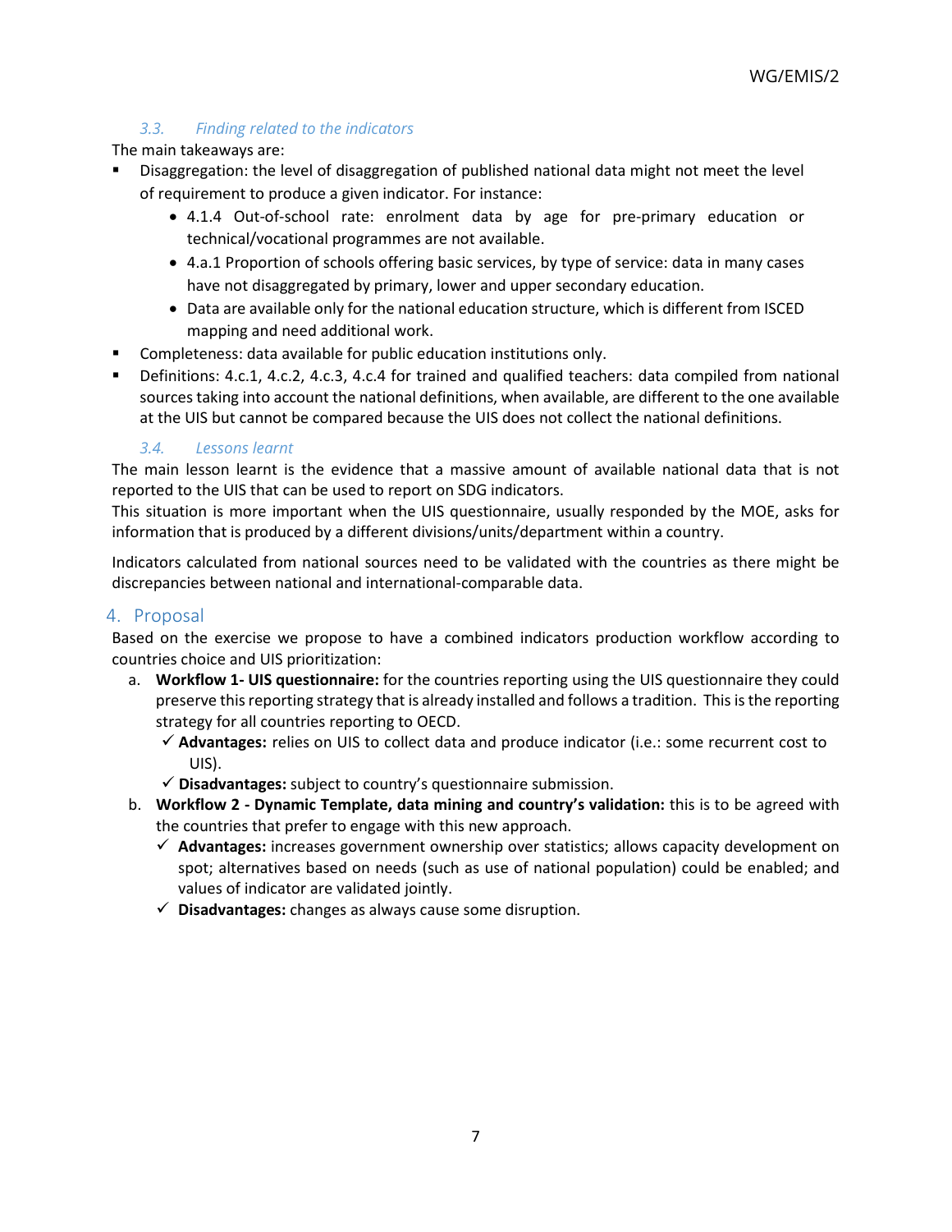### 3.3. Finding related to the indicators

The main takeaways are:

- Disaggregation: the level of disaggregation of published national data might not meet the level of requirement to produce a given indicator. For instance:
  - 4.1.4 Out-of-school rate: enrolment data by age for pre-primary education or technical/vocational programmes are not available.
  - 4.a.1 Proportion of schools offering basic services, by type of service: data in many cases have not disaggregated by primary, lower and upper secondary education.
  - Data are available only for the national education structure, which is different from ISCED mapping and need additional work.
- Completeness: data available for public education institutions only.
- Definitions: 4.c.1, 4.c.2, 4.c.3, 4.c.4 for trained and qualified teachers: data compiled from national sources taking into account the national definitions, when available, are different to the one available at the UIS but cannot be compared because the UIS does not collect the national definitions.

### 3.4. Lessons learnt

The main lesson learnt is the evidence that a massive amount of available national data that is not reported to the UIS that can be used to report on SDG indicators.

This situation is more important when the UIS questionnaire, usually responded by the MOE, asks for information that is produced by a different divisions/units/department within a country.

Indicators calculated from national sources need to be validated with the countries as there might be discrepancies between national and international-comparable data.

## 4. Proposal

Based on the exercise we propose to have a combined indicators production workflow according to countries choice and UIS prioritization:

a. **Workflow 1- UIS questionnaire:** for the countries reporting using the UIS questionnaire they could preserve this reporting strategy that is already installed and follows a tradition. This is the reporting strategy for all countries reporting to OECD.
   - ✓ **Advantages:** relies on UIS to collect data and produce indicator (i.e.: some recurrent cost to UIS).
   - ✓ **Disadvantages:** subject to country's questionnaire submission.

b. **Workflow 2 - Dynamic Template, data mining and country's validation:** this is to be agreed with the countries that prefer to engage with this new approach.
   - ✓ **Advantages:** increases government ownership over statistics; allows capacity development on spot; alternatives based on needs (such as use of national population) could be enabled; and values of indicator are validated jointly.
   - ✓ **Disadvantages:** changes as always cause some disruption.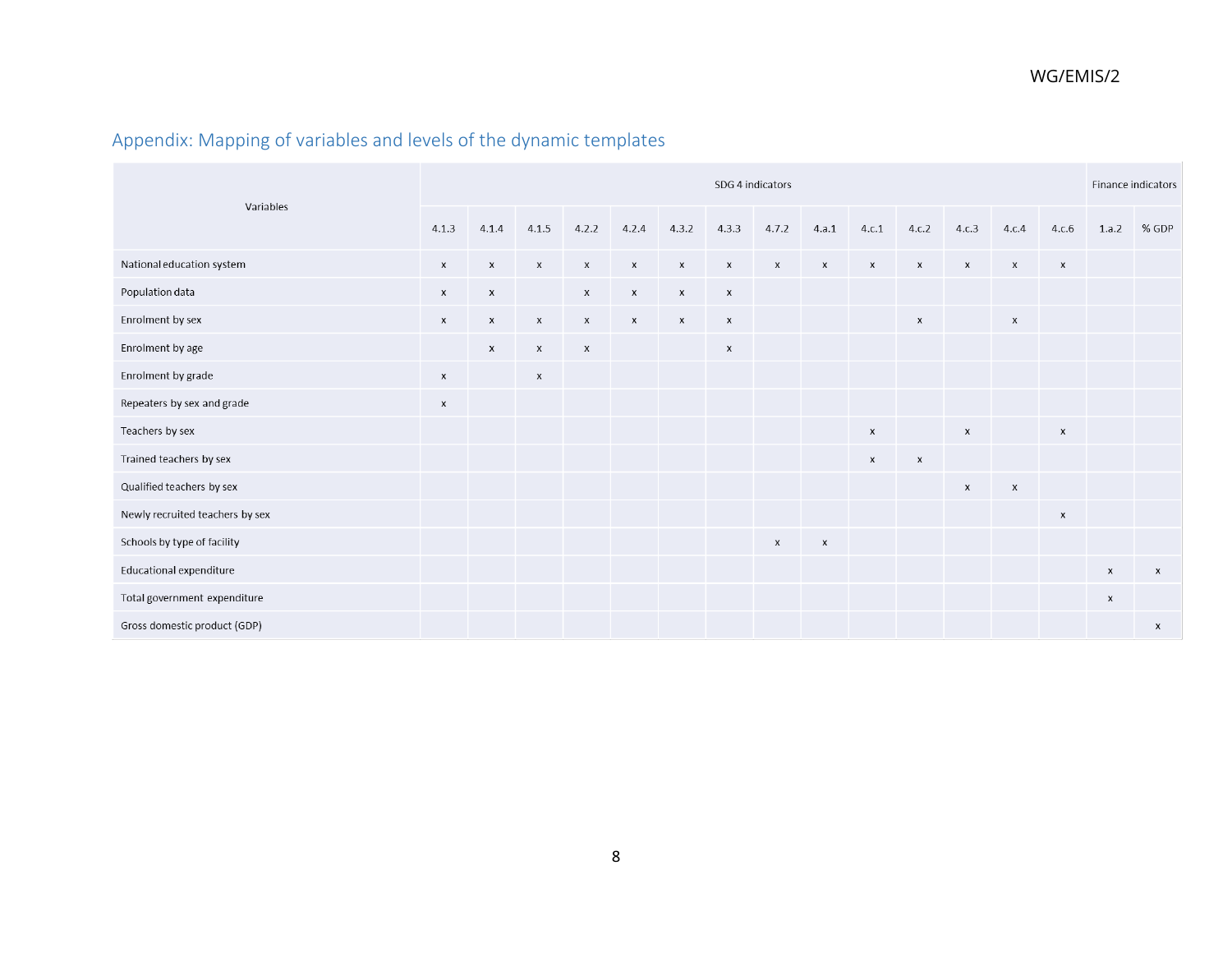## Appendix: Mapping of variables and levels of the dynamic templates

| Variables | SDG 4 indicators | | | | | | | | | | | | | | Finance indicators | |
|---|---|---|---|---|---|---|---|---|---|---|---|---|---|---|---|---|
| | 4.1.3 | 4.1.4 | 4.1.5 | 4.2.2 | 4.2.4 | 4.3.2 | 4.3.3 | 4.7.2 | 4.a.1 | 4.c.1 | 4.c.2 | 4.c.3 | 4.c.4 | 4.c.6 | 1.a.2 | % GDP |
| National education system | x | x | x | x | x | x | x | x | x | x | x | x | x | x | | |
| Population data | x | x | | x | x | x | x | | | | | | | | | |
| Enrolment by sex | x | x | x | x | x | x | x | | | | x | | x | | | |
| Enrolment by age | | x | x | x | | | x | | | | | | | | | |
| Enrolment by grade | x | | x | | | | | | | | | | | | | |
| Repeaters by sex and grade | x | | | | | | | | | | | | | | | |
| Teachers by sex | | | | | | | | | | x | | x | | x | | |
| Trained teachers by sex | | | | | | | | | | x | x | | | | | |
| Qualified teachers by sex | | | | | | | | | | | | x | x | | | |
| Newly recruited teachers by sex | | | | | | | | | | | | | | x | | |
| Schools by type of facility | | | | | | | | x | x | | | | | | | |
| Educational expenditure | | | | | | | | | | | | | | | x | x |
| Total government expenditure | | | | | | | | | | | | | | | x | |
| Gross domestic product (GDP) | | | | | | | | | | | | | | | | x |